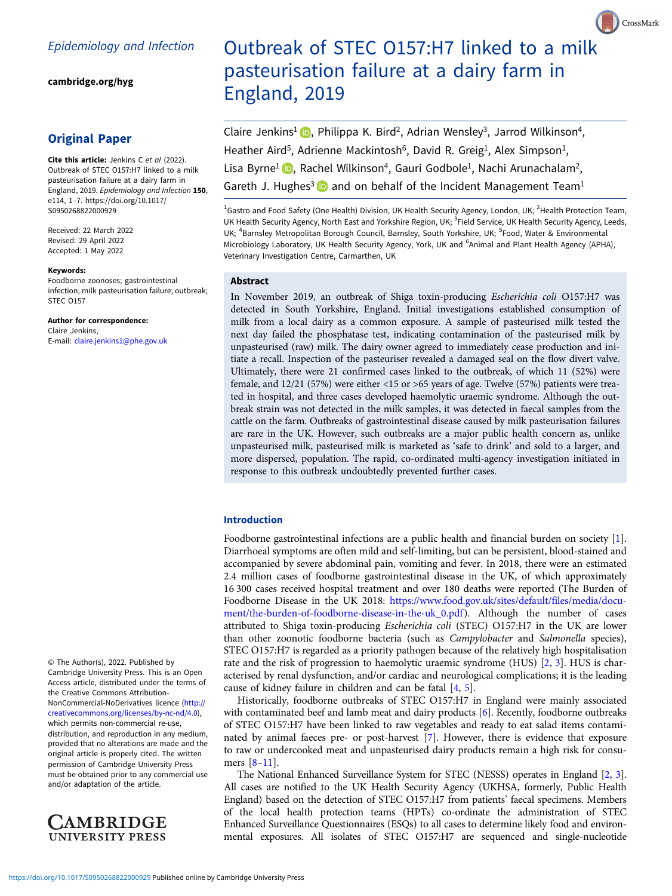Epidemiology and Infection

cambridge.org/hyg

## Original Paper

**Cite this article:** Jenkins C *et al* (2022). Outbreak of STEC O157:H7 linked to a milk pasteurisation failure at a dairy farm in England, 2019. *Epidemiology and Infection* **150**, e114, 1–7. https://doi.org/10.1017/S0950268822000929

Received: 22 March 2022
Revised: 29 April 2022
Accepted: 1 May 2022

**Keywords:**
Foodborne zoonoses; gastrointestinal infection; milk pasteurisation failure; outbreak; STEC O157

**Author for correspondence:**
Claire Jenkins,
E-mail: claire.jenkins1@phe.gov.uk

© The Author(s), 2022. Published by Cambridge University Press. This is an Open Access article, distributed under the terms of the Creative Commons Attribution-NonCommercial-NoDerivatives licence (http://creativecommons.org/licenses/by-nc-nd/4.0), which permits non-commercial re-use, distribution, and reproduction in any medium, provided that no alterations are made and the original article is properly cited. The written permission of Cambridge University Press must be obtained prior to any commercial use and/or adaptation of the article.

# Outbreak of STEC O157:H7 linked to a milk pasteurisation failure at a dairy farm in England, 2019

Claire Jenkins[1], Philippa K. Bird[2], Adrian Wensley[3], Jarrod Wilkinson[4], Heather Aird[5], Adrienne Mackintosh[6], David R. Greig[1], Alex Simpson[1], Lisa Byrne[1], Rachel Wilkinson[4], Gauri Godbole[1], Nachi Arunachalam[2], Gareth J. Hughes[3] and on behalf of the Incident Management Team[1]

[1]Gastro and Food Safety (One Health) Division, UK Health Security Agency, London, UK; [2]Health Protection Team, UK Health Security Agency, North East and Yorkshire Region, UK; [3]Field Service, UK Health Security Agency, Leeds, UK; [4]Barnsley Metropolitan Borough Council, Barnsley, South Yorkshire, UK; [5]Food, Water & Environmental Microbiology Laboratory, UK Health Security Agency, York, UK and [6]Animal and Plant Health Agency (APHA), Veterinary Investigation Centre, Carmarthen, UK

## Abstract

In November 2019, an outbreak of Shiga toxin-producing *Escherichia coli* O157:H7 was detected in South Yorkshire, England. Initial investigations established consumption of milk from a local dairy as a common exposure. A sample of pasteurised milk tested the next day failed the phosphatase test, indicating contamination of the pasteurised milk by unpasteurised (raw) milk. The dairy owner agreed to immediately cease production and initiate a recall. Inspection of the pasteuriser revealed a damaged seal on the flow divert valve. Ultimately, there were 21 confirmed cases linked to the outbreak, of which 11 (52%) were female, and 12/21 (57%) were either <15 or >65 years of age. Twelve (57%) patients were treated in hospital, and three cases developed haemolytic uraemic syndrome. Although the outbreak strain was not detected in the milk samples, it was detected in faecal samples from the cattle on the farm. Outbreaks of gastrointestinal disease caused by milk pasteurisation failures are rare in the UK. However, such outbreaks are a major public health concern as, unlike unpasteurised milk, pasteurised milk is marketed as 'safe to drink' and sold to a larger, and more dispersed, population. The rapid, co-ordinated multi-agency investigation initiated in response to this outbreak undoubtedly prevented further cases.

## Introduction

Foodborne gastrointestinal infections are a public health and financial burden on society [1]. Diarrhoeal symptoms are often mild and self-limiting, but can be persistent, blood-stained and accompanied by severe abdominal pain, vomiting and fever. In 2018, there were an estimated 2.4 million cases of foodborne gastrointestinal disease in the UK, of which approximately 16 300 cases received hospital treatment and over 180 deaths were reported (The Burden of Foodborne Disease in the UK 2018: https://www.food.gov.uk/sites/default/files/media/document/the-burden-of-foodborne-disease-in-the-uk_0.pdf). Although the number of cases attributed to Shiga toxin-producing *Escherichia coli* (STEC) O157:H7 in the UK are lower than other zoonotic foodborne bacteria (such as *Campylobacter* and *Salmonella* species), STEC O157:H7 is regarded as a priority pathogen because of the relatively high hospitalisation rate and the risk of progression to haemolytic uraemic syndrome (HUS) [2, 3]. HUS is characterised by renal dysfunction, and/or cardiac and neurological complications; it is the leading cause of kidney failure in children and can be fatal [4, 5].

Historically, foodborne outbreaks of STEC O157:H7 in England were mainly associated with contaminated beef and lamb meat and dairy products [6]. Recently, foodborne outbreaks of STEC O157:H7 have been linked to raw vegetables and ready to eat salad items contaminated by animal faeces pre- or post-harvest [7]. However, there is evidence that exposure to raw or undercooked meat and unpasteurised dairy products remain a high risk for consumers [8–11].

The National Enhanced Surveillance System for STEC (NESSS) operates in England [2, 3]. All cases are notified to the UK Health Security Agency (UKHSA, formerly, Public Health England) based on the detection of STEC O157:H7 from patients' faecal specimens. Members of the local health protection teams (HPTs) co-ordinate the administration of STEC Enhanced Surveillance Questionnaires (ESQs) to all cases to determine likely food and environmental exposures. All isolates of STEC O157:H7 are sequenced and single-nucleotide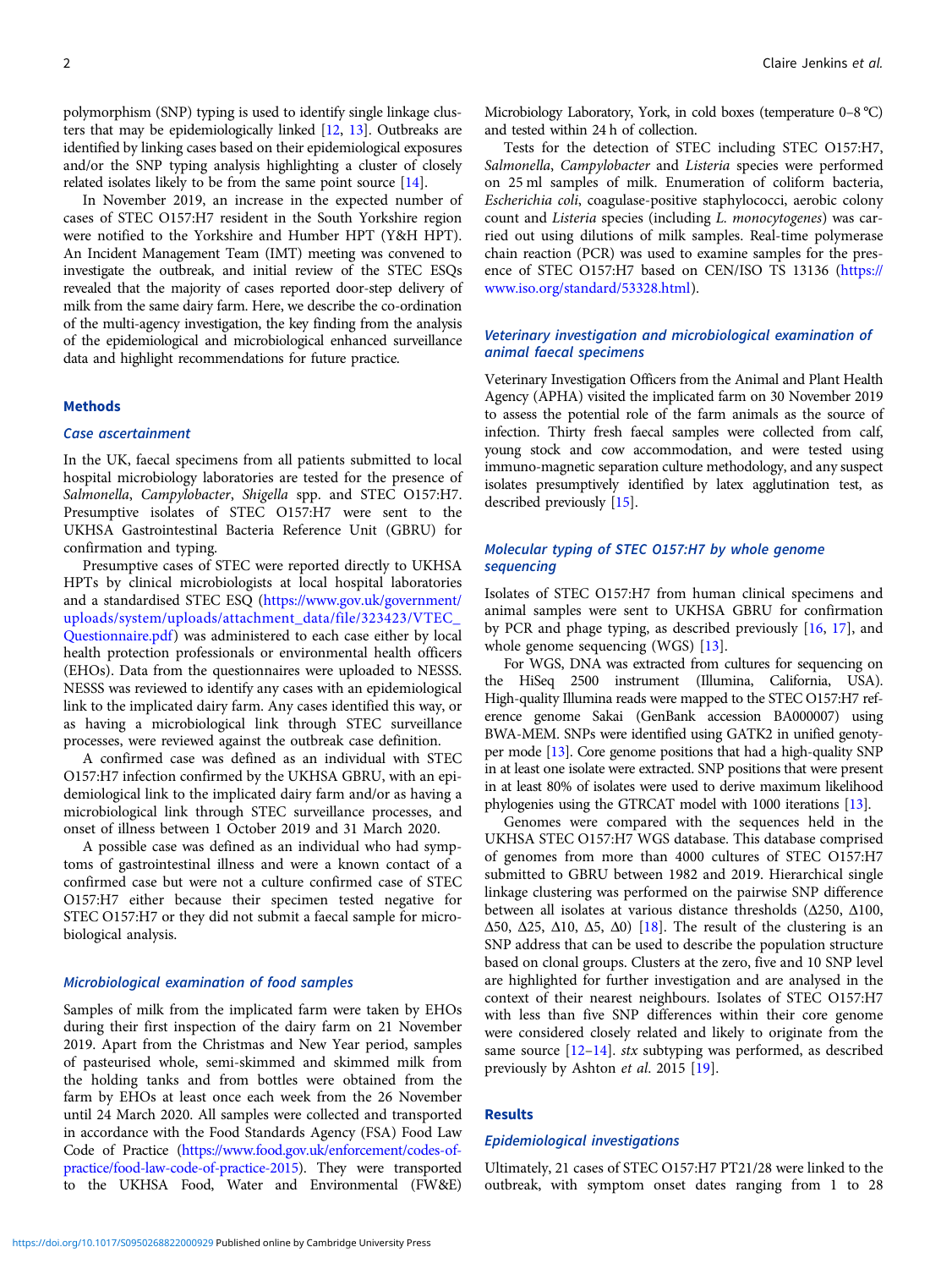polymorphism (SNP) typing is used to identify single linkage clusters that may be epidemiologically linked [12, 13]. Outbreaks are identified by linking cases based on their epidemiological exposures and/or the SNP typing analysis highlighting a cluster of closely related isolates likely to be from the same point source [14].

In November 2019, an increase in the expected number of cases of STEC O157:H7 resident in the South Yorkshire region were notified to the Yorkshire and Humber HPT (Y&H HPT). An Incident Management Team (IMT) meeting was convened to investigate the outbreak, and initial review of the STEC ESQs revealed that the majority of cases reported door-step delivery of milk from the same dairy farm. Here, we describe the co-ordination of the multi-agency investigation, the key finding from the analysis of the epidemiological and microbiological enhanced surveillance data and highlight recommendations for future practice.

## Methods

### Case ascertainment

In the UK, faecal specimens from all patients submitted to local hospital microbiology laboratories are tested for the presence of *Salmonella*, *Campylobacter*, *Shigella* spp. and STEC O157:H7. Presumptive isolates of STEC O157:H7 were sent to the UKHSA Gastrointestinal Bacteria Reference Unit (GBRU) for confirmation and typing.

Presumptive cases of STEC were reported directly to UKHSA HPTs by clinical microbiologists at local hospital laboratories and a standardised STEC ESQ (https://www.gov.uk/government/uploads/system/uploads/attachment_data/file/323423/VTEC_Questionnaire.pdf) was administered to each case either by local health protection professionals or environmental health officers (EHOs). Data from the questionnaires were uploaded to NESSS. NESSS was reviewed to identify any cases with an epidemiological link to the implicated dairy farm. Any cases identified this way, or as having a microbiological link through STEC surveillance processes, were reviewed against the outbreak case definition.

A confirmed case was defined as an individual with STEC O157:H7 infection confirmed by the UKHSA GBRU, with an epidemiological link to the implicated dairy farm and/or as having a microbiological link through STEC surveillance processes, and onset of illness between 1 October 2019 and 31 March 2020.

A possible case was defined as an individual who had symptoms of gastrointestinal illness and were a known contact of a confirmed case but were not a culture confirmed case of STEC O157:H7 either because their specimen tested negative for STEC O157:H7 or they did not submit a faecal sample for microbiological analysis.

### Microbiological examination of food samples

Samples of milk from the implicated farm were taken by EHOs during their first inspection of the dairy farm on 21 November 2019. Apart from the Christmas and New Year period, samples of pasteurised whole, semi-skimmed and skimmed milk from the holding tanks and from bottles were obtained from the farm by EHOs at least once each week from the 26 November until 24 March 2020. All samples were collected and transported in accordance with the Food Standards Agency (FSA) Food Law Code of Practice (https://www.food.gov.uk/enforcement/codes-of-practice/food-law-code-of-practice-2015). They were transported to the UKHSA Food, Water and Environmental (FW&E) Microbiology Laboratory, York, in cold boxes (temperature 0–8 °C) and tested within 24 h of collection.

Tests for the detection of STEC including STEC O157:H7, *Salmonella*, *Campylobacter* and *Listeria* species were performed on 25 ml samples of milk. Enumeration of coliform bacteria, *Escherichia coli*, coagulase-positive staphylococci, aerobic colony count and *Listeria* species (including *L. monocytogenes*) was carried out using dilutions of milk samples. Real-time polymerase chain reaction (PCR) was used to examine samples for the presence of STEC O157:H7 based on CEN/ISO TS 13136 (https://www.iso.org/standard/53328.html).

### Veterinary investigation and microbiological examination of animal faecal specimens

Veterinary Investigation Officers from the Animal and Plant Health Agency (APHA) visited the implicated farm on 30 November 2019 to assess the potential role of the farm animals as the source of infection. Thirty fresh faecal samples were collected from calf, young stock and cow accommodation, and were tested using immuno-magnetic separation culture methodology, and any suspect isolates presumptively identified by latex agglutination test, as described previously [15].

### Molecular typing of STEC O157:H7 by whole genome sequencing

Isolates of STEC O157:H7 from human clinical specimens and animal samples were sent to UKHSA GBRU for confirmation by PCR and phage typing, as described previously [16, 17], and whole genome sequencing (WGS) [13].

For WGS, DNA was extracted from cultures for sequencing on the HiSeq 2500 instrument (Illumina, California, USA). High-quality Illumina reads were mapped to the STEC O157:H7 reference genome Sakai (GenBank accession BA000007) using BWA-MEM. SNPs were identified using GATK2 in unified genotyper mode [13]. Core genome positions that had a high-quality SNP in at least one isolate were extracted. SNP positions that were present in at least 80% of isolates were used to derive maximum likelihood phylogenies using the GTRCAT model with 1000 iterations [13].

Genomes were compared with the sequences held in the UKHSA STEC O157:H7 WGS database. This database comprised of genomes from more than 4000 cultures of STEC O157:H7 submitted to GBRU between 1982 and 2019. Hierarchical single linkage clustering was performed on the pairwise SNP difference between all isolates at various distance thresholds (Δ250, Δ100, Δ50, Δ25, Δ10, Δ5, Δ0) [18]. The result of the clustering is an SNP address that can be used to describe the population structure based on clonal groups. Clusters at the zero, five and 10 SNP level are highlighted for further investigation and are analysed in the context of their nearest neighbours. Isolates of STEC O157:H7 with less than five SNP differences within their core genome were considered closely related and likely to originate from the same source [12–14]. *stx* subtyping was performed, as described previously by Ashton *et al*. 2015 [19].

## Results

### Epidemiological investigations

Ultimately, 21 cases of STEC O157:H7 PT21/28 were linked to the outbreak, with symptom onset dates ranging from 1 to 28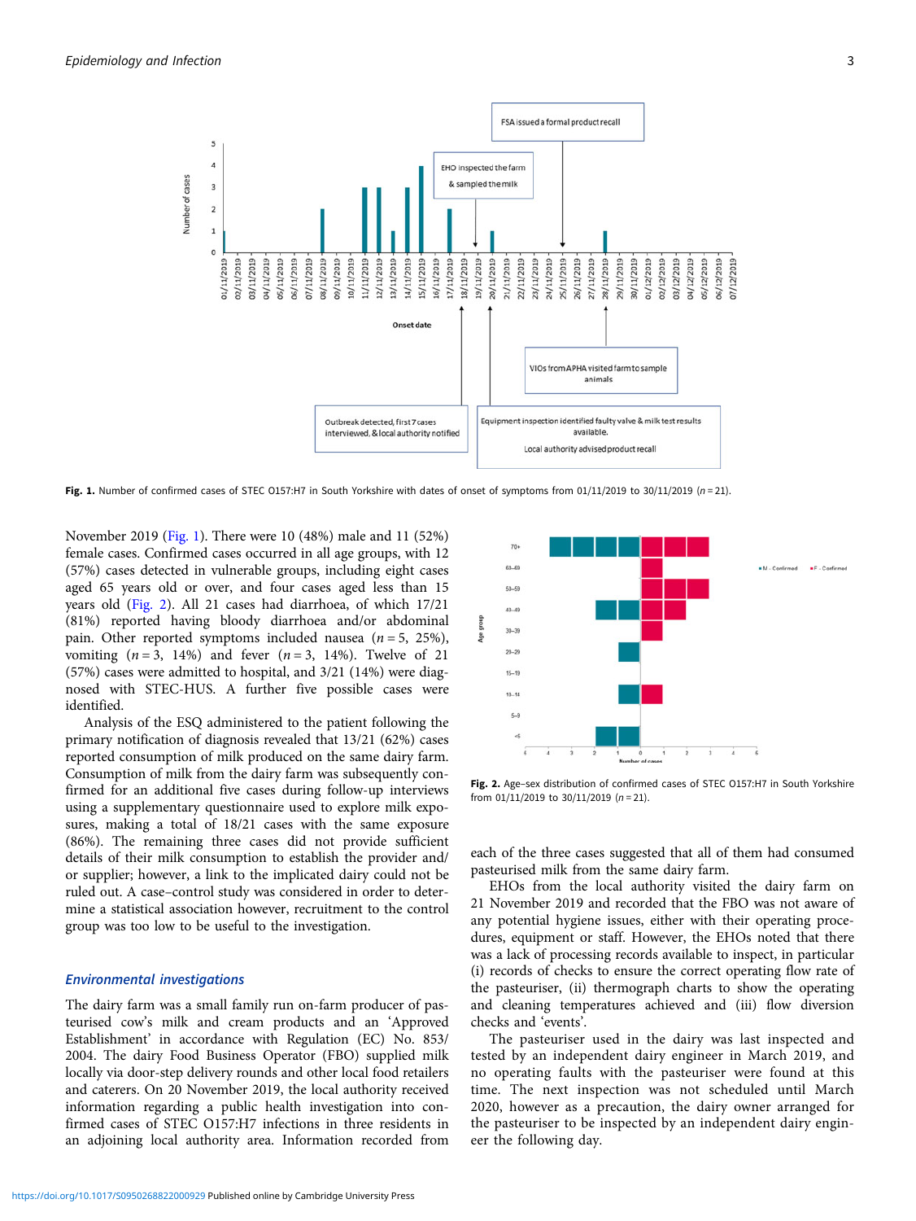Fig. 1. Number of confirmed cases of STEC O157:H7 in South Yorkshire with dates of onset of symptoms from 01/11/2019 to 30/11/2019 (n = 21).

November 2019 (Fig. 1). There were 10 (48%) male and 11 (52%) female cases. Confirmed cases occurred in all age groups, with 12 (57%) cases detected in vulnerable groups, including eight cases aged 65 years old or over, and four cases aged less than 15 years old (Fig. 2). All 21 cases had diarrhoea, of which 17/21 (81%) reported having bloody diarrhoea and/or abdominal pain. Other reported symptoms included nausea ($n = 5$, 25%), vomiting ($n = 3$, 14%) and fever ($n = 3$, 14%). Twelve of 21 (57%) cases were admitted to hospital, and 3/21 (14%) were diagnosed with STEC-HUS. A further five possible cases were identified.

Analysis of the ESQ administered to the patient following the primary notification of diagnosis revealed that 13/21 (62%) cases reported consumption of milk produced on the same dairy farm. Consumption of milk from the dairy farm was subsequently confirmed for an additional five cases during follow-up interviews using a supplementary questionnaire used to explore milk exposures, making a total of 18/21 cases with the same exposure (86%). The remaining three cases did not provide sufficient details of their milk consumption to establish the provider and/or supplier; however, a link to the implicated dairy could not be ruled out. A case–control study was considered in order to determine a statistical association however, recruitment to the control group was too low to be useful to the investigation.

### Environmental investigations

The dairy farm was a small family run on-farm producer of pasteurised cow's milk and cream products and an 'Approved Establishment' in accordance with Regulation (EC) No. 853/2004. The dairy Food Business Operator (FBO) supplied milk locally via door-step delivery rounds and other local food retailers and caterers. On 20 November 2019, the local authority received information regarding a public health investigation into confirmed cases of STEC O157:H7 infections in three residents in an adjoining local authority area. Information recorded from each of the three cases suggested that all of them had consumed pasteurised milk from the same dairy farm.

Fig. 2. Age–sex distribution of confirmed cases of STEC O157:H7 in South Yorkshire from 01/11/2019 to 30/11/2019 (n = 21).

EHOs from the local authority visited the dairy farm on 21 November 2019 and recorded that the FBO was not aware of any potential hygiene issues, either with their operating procedures, equipment or staff. However, the EHOs noted that there was a lack of processing records available to inspect, in particular (i) records of checks to ensure the correct operating flow rate of the pasteuriser, (ii) thermograph charts to show the operating and cleaning temperatures achieved and (iii) flow diversion checks and 'events'.

The pasteuriser used in the dairy was last inspected and tested by an independent dairy engineer in March 2019, and no operating faults with the pasteuriser were found at this time. The next inspection was not scheduled until March 2020, however as a precaution, the dairy owner arranged for the pasteuriser to be inspected by an independent dairy engineer the following day.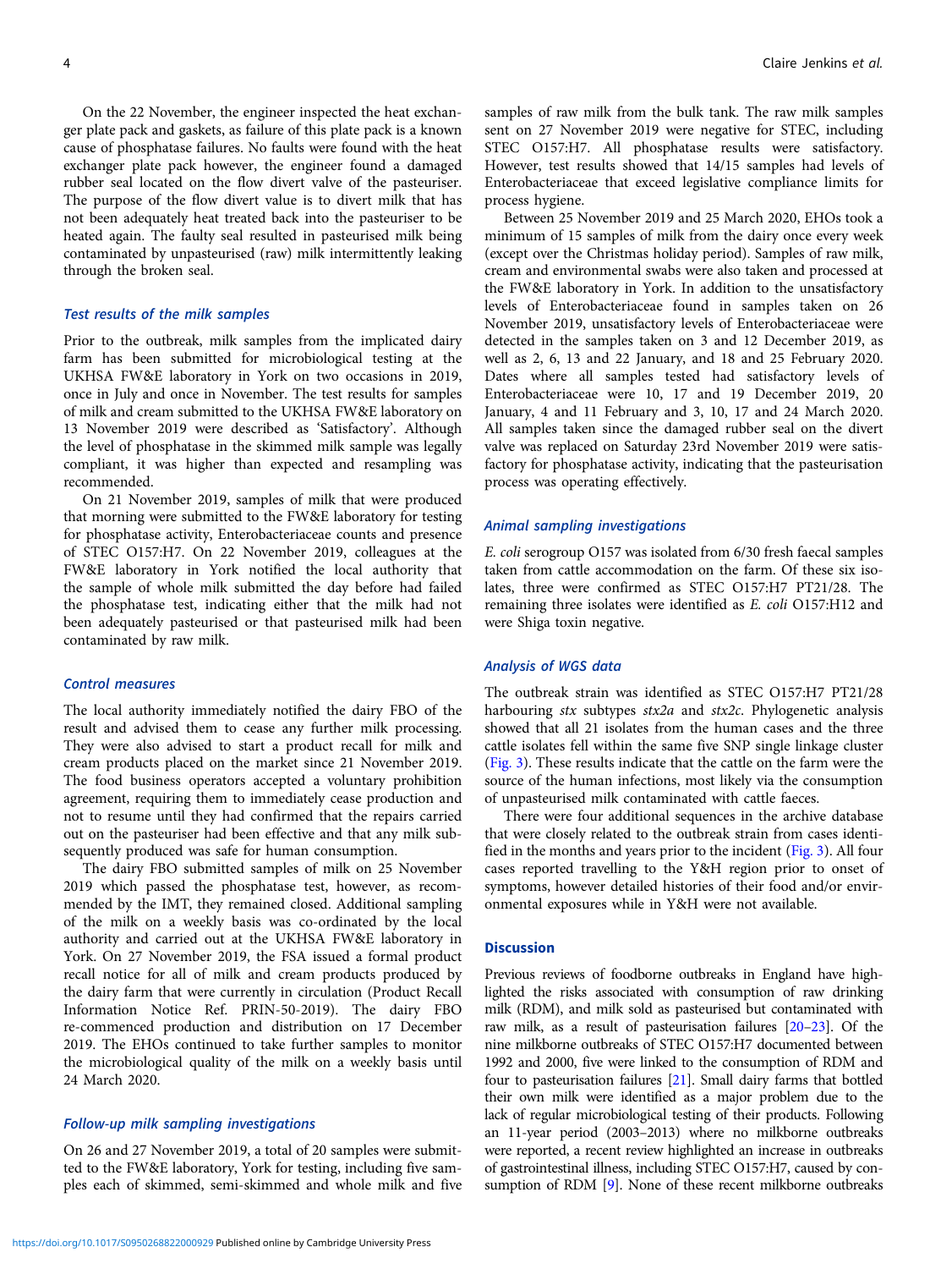On the 22 November, the engineer inspected the heat exchanger plate pack and gaskets, as failure of this plate pack is a known cause of phosphatase failures. No faults were found with the heat exchanger plate pack however, the engineer found a damaged rubber seal located on the flow divert valve of the pasteuriser. The purpose of the flow divert value is to divert milk that has not been adequately heat treated back into the pasteuriser to be heated again. The faulty seal resulted in pasteurised milk being contaminated by unpasteurised (raw) milk intermittently leaking through the broken seal.

### Test results of the milk samples

Prior to the outbreak, milk samples from the implicated dairy farm has been submitted for microbiological testing at the UKHSA FW&E laboratory in York on two occasions in 2019, once in July and once in November. The test results for samples of milk and cream submitted to the UKHSA FW&E laboratory on 13 November 2019 were described as 'Satisfactory'. Although the level of phosphatase in the skimmed milk sample was legally compliant, it was higher than expected and resampling was recommended.

On 21 November 2019, samples of milk that were produced that morning were submitted to the FW&E laboratory for testing for phosphatase activity, Enterobacteriaceae counts and presence of STEC O157:H7. On 22 November 2019, colleagues at the FW&E laboratory in York notified the local authority that the sample of whole milk submitted the day before had failed the phosphatase test, indicating either that the milk had not been adequately pasteurised or that pasteurised milk had been contaminated by raw milk.

### Control measures

The local authority immediately notified the dairy FBO of the result and advised them to cease any further milk processing. They were also advised to start a product recall for milk and cream products placed on the market since 21 November 2019. The food business operators accepted a voluntary prohibition agreement, requiring them to immediately cease production and not to resume until they had confirmed that the repairs carried out on the pasteuriser had been effective and that any milk subsequently produced was safe for human consumption.

The dairy FBO submitted samples of milk on 25 November 2019 which passed the phosphatase test, however, as recommended by the IMT, they remained closed. Additional sampling of the milk on a weekly basis was co-ordinated by the local authority and carried out at the UKHSA FW&E laboratory in York. On 27 November 2019, the FSA issued a formal product recall notice for all of milk and cream products produced by the dairy farm that were currently in circulation (Product Recall Information Notice Ref. PRIN-50-2019). The dairy FBO re-commenced production and distribution on 17 December 2019. The EHOs continued to take further samples to monitor the microbiological quality of the milk on a weekly basis until 24 March 2020.

### Follow-up milk sampling investigations

On 26 and 27 November 2019, a total of 20 samples were submitted to the FW&E laboratory, York for testing, including five samples each of skimmed, semi-skimmed and whole milk and five samples of raw milk from the bulk tank. The raw milk samples sent on 27 November 2019 were negative for STEC, including STEC O157:H7. All phosphatase results were satisfactory. However, test results showed that 14/15 samples had levels of Enterobacteriaceae that exceed legislative compliance limits for process hygiene.

Between 25 November 2019 and 25 March 2020, EHOs took a minimum of 15 samples of milk from the dairy once every week (except over the Christmas holiday period). Samples of raw milk, cream and environmental swabs were also taken and processed at the FW&E laboratory in York. In addition to the unsatisfactory levels of Enterobacteriaceae found in samples taken on 26 November 2019, unsatisfactory levels of Enterobacteriaceae were detected in the samples taken on 3 and 12 December 2019, as well as 2, 6, 13 and 22 January, and 18 and 25 February 2020. Dates where all samples tested had satisfactory levels of Enterobacteriaceae were 10, 17 and 19 December 2019, 20 January, 4 and 11 February and 3, 10, 17 and 24 March 2020. All samples taken since the damaged rubber seal on the divert valve was replaced on Saturday 23rd November 2019 were satisfactory for phosphatase activity, indicating that the pasteurisation process was operating effectively.

### Animal sampling investigations

*E. coli* serogroup O157 was isolated from 6/30 fresh faecal samples taken from cattle accommodation on the farm. Of these six isolates, three were confirmed as STEC O157:H7 PT21/28. The remaining three isolates were identified as *E. coli* O157:H12 and were Shiga toxin negative.

### Analysis of WGS data

The outbreak strain was identified as STEC O157:H7 PT21/28 harbouring *stx* subtypes *stx2a* and *stx2c*. Phylogenetic analysis showed that all 21 isolates from the human cases and the three cattle isolates fell within the same five SNP single linkage cluster (Fig. 3). These results indicate that the cattle on the farm were the source of the human infections, most likely via the consumption of unpasteurised milk contaminated with cattle faeces.

There were four additional sequences in the archive database that were closely related to the outbreak strain from cases identified in the months and years prior to the incident (Fig. 3). All four cases reported travelling to the Y&H region prior to onset of symptoms, however detailed histories of their food and/or environmental exposures while in Y&H were not available.

## Discussion

Previous reviews of foodborne outbreaks in England have highlighted the risks associated with consumption of raw drinking milk (RDM), and milk sold as pasteurised but contaminated with raw milk, as a result of pasteurisation failures [20–23]. Of the nine milkborne outbreaks of STEC O157:H7 documented between 1992 and 2000, five were linked to the consumption of RDM and four to pasteurisation failures [21]. Small dairy farms that bottled their own milk were identified as a major problem due to the lack of regular microbiological testing of their products. Following an 11-year period (2003–2013) where no milkborne outbreaks were reported, a recent review highlighted an increase in outbreaks of gastrointestinal illness, including STEC O157:H7, caused by consumption of RDM [9]. None of these recent milkborne outbreaks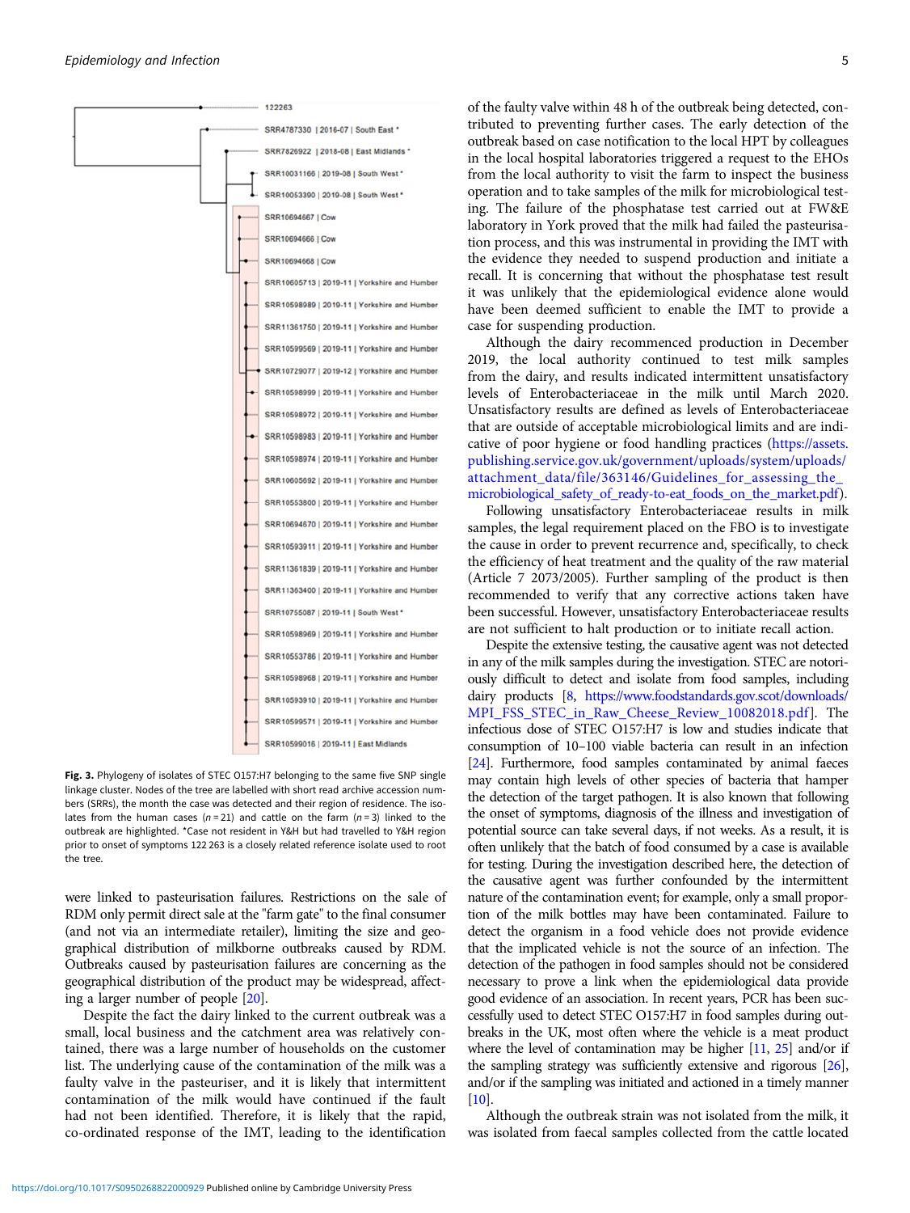Fig. 3. Phylogeny of isolates of STEC O157:H7 belonging to the same five SNP single linkage cluster. Nodes of the tree are labelled with short read archive accession numbers (SRRs), the month the case was detected and their region of residence. The isolates from the human cases ($n = 21$) and cattle on the farm ($n = 3$) linked to the outbreak are highlighted. *Case not resident in Y&H but had travelled to Y&H region prior to onset of symptoms 122 263 is a closely related reference isolate used to root the tree.

were linked to pasteurisation failures. Restrictions on the sale of RDM only permit direct sale at the "farm gate" to the final consumer (and not via an intermediate retailer), limiting the size and geographical distribution of milkborne outbreaks caused by RDM. Outbreaks caused by pasteurisation failures are concerning as the geographical distribution of the product may be widespread, affecting a larger number of people [20].

Despite the fact the dairy linked to the current outbreak was a small, local business and the catchment area was relatively contained, there was a large number of households on the customer list. The underlying cause of the contamination of the milk was a faulty valve in the pasteuriser, and it is likely that intermittent contamination of the milk would have continued if the fault had not been identified. Therefore, it is likely that the rapid, co-ordinated response of the IMT, leading to the identification of the faulty valve within 48 h of the outbreak being detected, contributed to preventing further cases. The early detection of the outbreak based on case notification to the local HPT by colleagues in the local hospital laboratories triggered a request to the EHOs from the local authority to visit the farm to inspect the business operation and to take samples of the milk for microbiological testing. The failure of the phosphatase test carried out at FW&E laboratory in York proved that the milk had failed the pasteurisation process, and this was instrumental in providing the IMT with the evidence they needed to suspend production and initiate a recall. It is concerning that without the phosphatase test result it was unlikely that the epidemiological evidence alone would have been deemed sufficient to enable the IMT to provide a case for suspending production.

Although the dairy recommenced production in December 2019, the local authority continued to test milk samples from the dairy, and results indicated intermittent unsatisfactory levels of Enterobacteriaceae in the milk until March 2020. Unsatisfactory results are defined as levels of Enterobacteriaceae that are outside of acceptable microbiological limits and are indicative of poor hygiene or food handling practices (https://assets.publishing.service.gov.uk/government/uploads/system/uploads/attachment_data/file/363146/Guidelines_for_assessing_the_microbiological_safety_of_ready-to-eat_foods_on_the_market.pdf).

Following unsatisfactory Enterobacteriaceae results in milk samples, the legal requirement placed on the FBO is to investigate the cause in order to prevent recurrence and, specifically, to check the efficiency of heat treatment and the quality of the raw material (Article 7 2073/2005). Further sampling of the product is then recommended to verify that any corrective actions taken have been successful. However, unsatisfactory Enterobacteriaceae results are not sufficient to halt production or to initiate recall action.

Despite the extensive testing, the causative agent was not detected in any of the milk samples during the investigation. STEC are notoriously difficult to detect and isolate from food samples, including dairy products [8, https://www.foodstandards.gov.scot/downloads/MPI_FSS_STEC_in_Raw_Cheese_Review_10082018.pdf]. The infectious dose of STEC O157:H7 is low and studies indicate that consumption of 10–100 viable bacteria can result in an infection [24]. Furthermore, food samples contaminated by animal faeces may contain high levels of other species of bacteria that hamper the detection of the target pathogen. It is also known that following the onset of symptoms, diagnosis of the illness and investigation of potential source can take several days, if not weeks. As a result, it is often unlikely that the batch of food consumed by a case is available for testing. During the investigation described here, the detection of the causative agent was further confounded by the intermittent nature of the contamination event; for example, only a small proportion of the milk bottles may have been contaminated. Failure to detect the organism in a food vehicle does not provide evidence that the implicated vehicle is not the source of an infection. The detection of the pathogen in food samples should not be considered necessary to prove a link when the epidemiological data provide good evidence of an association. In recent years, PCR has been successfully used to detect STEC O157:H7 in food samples during outbreaks in the UK, most often where the vehicle is a meat product where the level of contamination may be higher [11, 25] and/or if the sampling strategy was sufficiently extensive and rigorous [26], and/or if the sampling was initiated and actioned in a timely manner [10].

Although the outbreak strain was not isolated from the milk, it was isolated from faecal samples collected from the cattle located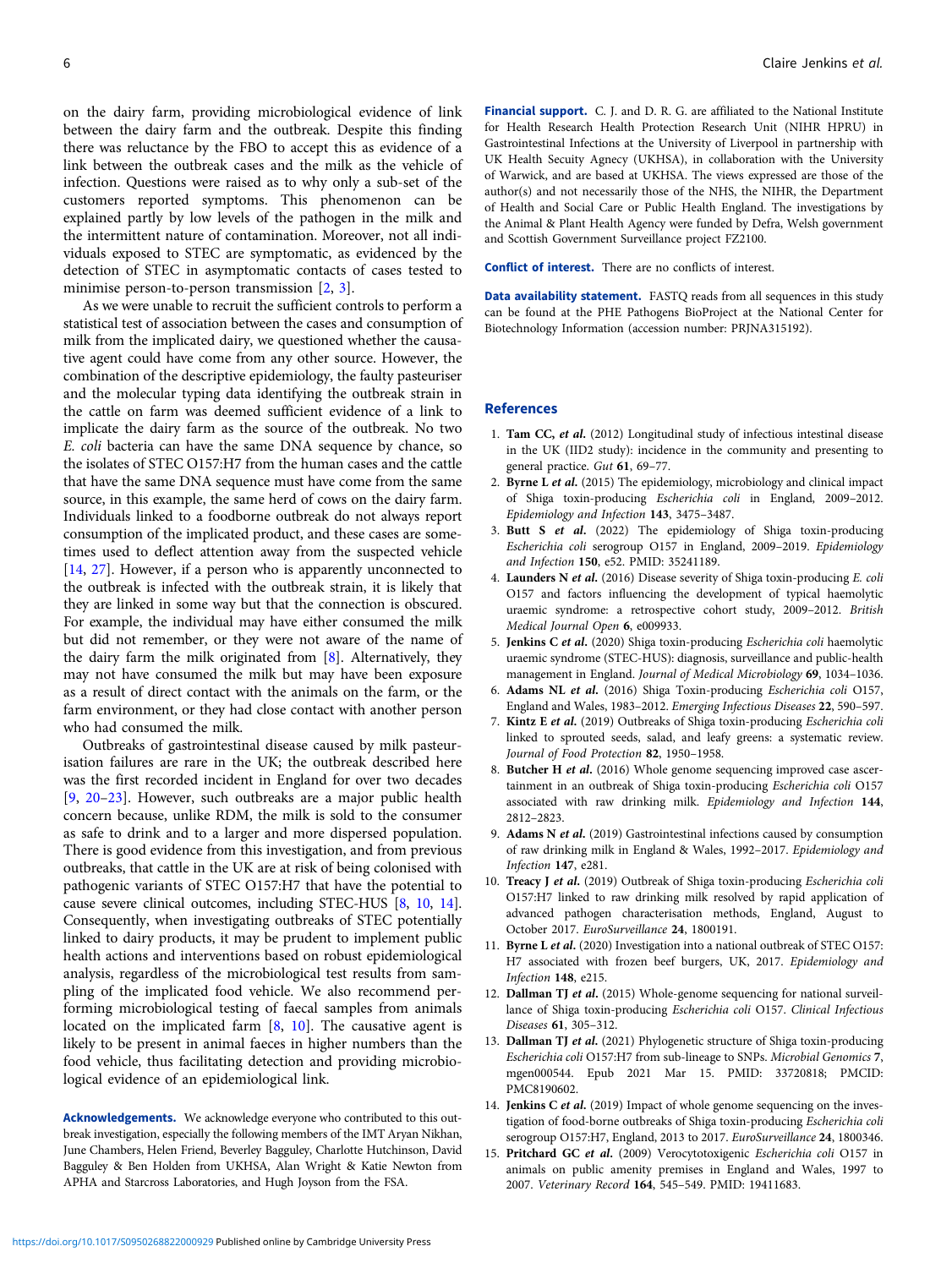on the dairy farm, providing microbiological evidence of link between the dairy farm and the outbreak. Despite this finding there was reluctance by the FBO to accept this as evidence of a link between the outbreak cases and the milk as the vehicle of infection. Questions were raised as to why only a sub-set of the customers reported symptoms. This phenomenon can be explained partly by low levels of the pathogen in the milk and the intermittent nature of contamination. Moreover, not all individuals exposed to STEC are symptomatic, as evidenced by the detection of STEC in asymptomatic contacts of cases tested to minimise person-to-person transmission [2, 3].

As we were unable to recruit the sufficient controls to perform a statistical test of association between the cases and consumption of milk from the implicated dairy, we questioned whether the causative agent could have come from any other source. However, the combination of the descriptive epidemiology, the faulty pasteuriser and the molecular typing data identifying the outbreak strain in the cattle on farm was deemed sufficient evidence of a link to implicate the dairy farm as the source of the outbreak. No two *E. coli* bacteria can have the same DNA sequence by chance, so the isolates of STEC O157:H7 from the human cases and the cattle that have the same DNA sequence must have come from the same source, in this example, the same herd of cows on the dairy farm. Individuals linked to a foodborne outbreak do not always report consumption of the implicated product, and these cases are sometimes used to deflect attention away from the suspected vehicle [14, 27]. However, if a person who is apparently unconnected to the outbreak is infected with the outbreak strain, it is likely that they are linked in some way but that the connection is obscured. For example, the individual may have either consumed the milk but did not remember, or they were not aware of the name of the dairy farm the milk originated from [8]. Alternatively, they may not have consumed the milk but may have been exposure as a result of direct contact with the animals on the farm, or the farm environment, or they had close contact with another person who had consumed the milk.

Outbreaks of gastrointestinal disease caused by milk pasteurisation failures are rare in the UK; the outbreak described here was the first recorded incident in England for over two decades [9, 20–23]. However, such outbreaks are a major public health concern because, unlike RDM, the milk is sold to the consumer as safe to drink and to a larger and more dispersed population. There is good evidence from this investigation, and from previous outbreaks, that cattle in the UK are at risk of being colonised with pathogenic variants of STEC O157:H7 that have the potential to cause severe clinical outcomes, including STEC-HUS [8, 10, 14]. Consequently, when investigating outbreaks of STEC potentially linked to dairy products, it may be prudent to implement public health actions and interventions based on robust epidemiological analysis, regardless of the microbiological test results from sampling of the implicated food vehicle. We also recommend performing microbiological testing of faecal samples from animals located on the implicated farm [8, 10]. The causative agent is likely to be present in animal faeces in higher numbers than the food vehicle, thus facilitating detection and providing microbiological evidence of an epidemiological link.

**Acknowledgements.** We acknowledge everyone who contributed to this outbreak investigation, especially the following members of the IMT Aryan Nikhan, June Chambers, Helen Friend, Beverley Bagguley, Charlotte Hutchinson, David Bagguley & Ben Holden from UKHSA, Alan Wright & Katie Newton from APHA and Starcross Laboratories, and Hugh Joyson from the FSA.

**Financial support.** C. J. and D. R. G. are affiliated to the National Institute for Health Research Health Protection Research Unit (NIHR HPRU) in Gastrointestinal Infections at the University of Liverpool in partnership with UK Health Seuity Agency (UKHSA), in collaboration with the University of Warwick, and are based at UKHSA. The views expressed are those of the author(s) and not necessarily those of the NHS, the NIHR, the Department of Health and Social Care or Public Health England. The investigations by the Animal & Plant Health Agency were funded by Defra, Welsh government and Scottish Government Surveillance project FZ2100.

**Conflict of interest.** There are no conflicts of interest.

**Data availability statement.** FASTQ reads from all sequences in this study can be found at the PHE Pathogens BioProject at the National Center for Biotechnology Information (accession number: PRJNA315192).

## References

1. **Tam CC, *et al.*** (2012) Longitudinal study of infectious intestinal disease in the UK (IID2 study): incidence in the community and presenting to general practice. *Gut* **61**, 69–77.
2. **Byrne L *et al.*** (2015) The epidemiology, microbiology and clinical impact of Shiga toxin-producing *Escherichia coli* in England, 2009–2012. *Epidemiology and Infection* **143**, 3475–3487.
3. **Butt S *et al.*** (2022) The epidemiology of Shiga toxin-producing *Escherichia coli* serogroup O157 in England, 2009–2019. *Epidemiology and Infection* **150**, e52. PMID: 35241189.
4. **Launders N *et al.*** (2016) Disease severity of Shiga toxin-producing *E. coli* O157 and factors influencing the development of typical haemolytic uraemic syndrome: a retrospective cohort study, 2009–2012. *British Medical Journal Open* **6**, e009933.
5. **Jenkins C *et al.*** (2020) Shiga toxin-producing *Escherichia coli* haemolytic uraemic syndrome (STEC-HUS): diagnosis, surveillance and public-health management in England. *Journal of Medical Microbiology* **69**, 1034–1036.
6. **Adams NL *et al.*** (2016) Shiga Toxin-producing *Escherichia coli* O157, England and Wales, 1983–2012. *Emerging Infectious Diseases* **22**, 590–597.
7. **Kintz E *et al.*** (2019) Outbreaks of Shiga toxin-producing *Escherichia coli* linked to sprouted seeds, salad, and leafy greens: a systematic review. *Journal of Food Protection* **82**, 1950–1958.
8. **Butcher H *et al.*** (2016) Whole genome sequencing improved case ascertainment in an outbreak of Shiga toxin-producing *Escherichia coli* O157 associated with raw drinking milk. *Epidemiology and Infection* **144**, 2812–2823.
9. **Adams N *et al.*** (2019) Gastrointestinal infections caused by consumption of raw drinking milk in England & Wales, 1992–2017. *Epidemiology and Infection* **147**, e281.
10. **Treacy J *et al.*** (2019) Outbreak of Shiga toxin-producing *Escherichia coli* O157:H7 linked to raw drinking milk resolved by rapid application of advanced pathogen characterisation methods, England, August to October 2017. *EuroSurveillance* **24**, 1800191.
11. **Byrne L *et al.*** (2020) Investigation into a national outbreak of STEC O157: H7 associated with frozen beef burgers, UK, 2017. *Epidemiology and Infection* **148**, e215.
12. **Dallman TJ *et al.*** (2015) Whole-genome sequencing for national surveillance of Shiga toxin-producing *Escherichia coli* O157. *Clinical Infectious Diseases* **61**, 305–312.
13. **Dallman TJ *et al.*** (2021) Phylogenetic structure of Shiga toxin-producing *Escherichia coli* O157:H7 from sub-lineage to SNPs. *Microbial Genomics* **7**, mgen000544. Epub 2021 Mar 15. PMID: 33720818; PMCID: PMC8190602.
14. **Jenkins C *et al.*** (2019) Impact of whole genome sequencing on the investigation of food-borne outbreaks of Shiga toxin-producing *Escherichia coli* serogroup O157:H7, England, 2013 to 2017. *EuroSurveillance* **24**, 1800346.
15. **Pritchard GC *et al.*** (2009) Verocytotoxigenic *Escherichia coli* O157 in animals on public amenity premises in England and Wales, 1997 to 2007. *Veterinary Record* **164**, 545–549. PMID: 19411683.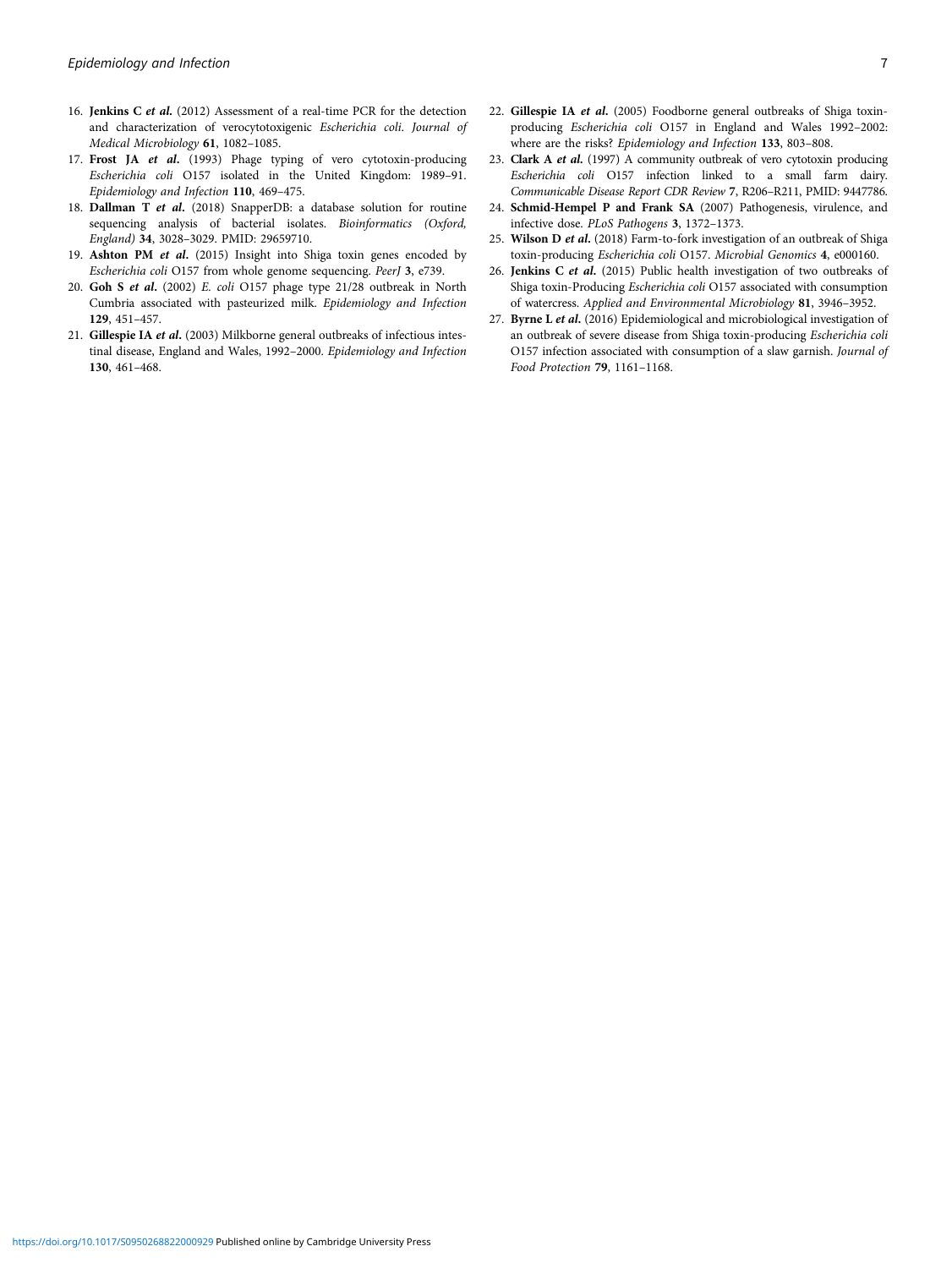16. **Jenkins C *et al.*** (2012) Assessment of a real-time PCR for the detection and characterization of verocytotoxigenic *Escherichia coli*. *Journal of Medical Microbiology* **61**, 1082–1085.
17. **Frost JA *et al.*** (1993) Phage typing of vero cytotoxin-producing *Escherichia coli* O157 isolated in the United Kingdom: 1989–91. *Epidemiology and Infection* **110**, 469–475.
18. **Dallman T *et al.*** (2018) SnapperDB: a database solution for routine sequencing analysis of bacterial isolates. *Bioinformatics (Oxford, England)* **34**, 3028–3029. PMID: 29659710.
19. **Ashton PM *et al.*** (2015) Insight into Shiga toxin genes encoded by *Escherichia coli* O157 from whole genome sequencing. *PeerJ* **3**, e739.
20. **Goh S *et al.*** (2002) *E. coli* O157 phage type 21/28 outbreak in North Cumbria associated with pasteurized milk. *Epidemiology and Infection* **129**, 451–457.
21. **Gillespie IA *et al.*** (2003) Milkborne general outbreaks of infectious intestinal disease, England and Wales, 1992–2000. *Epidemiology and Infection* **130**, 461–468.
22. **Gillespie IA *et al.*** (2005) Foodborne general outbreaks of Shiga toxin-producing *Escherichia coli* O157 in England and Wales 1992–2002: where are the risks? *Epidemiology and Infection* **133**, 803–808.
23. **Clark A *et al.*** (1997) A community outbreak of vero cytotoxin producing *Escherichia coli* O157 infection linked to a small farm dairy. *Communicable Disease Report CDR Review* **7**, R206–R211, PMID: 9447786.
24. **Schmid-Hempel P and Frank SA** (2007) Pathogenesis, virulence, and infective dose. *PLoS Pathogens* **3**, 1372–1373.
25. **Wilson D *et al.*** (2018) Farm-to-fork investigation of an outbreak of Shiga toxin-producing *Escherichia coli* O157. *Microbial Genomics* **4**, e000160.
26. **Jenkins C *et al.*** (2015) Public health investigation of two outbreaks of Shiga toxin-Producing *Escherichia coli* O157 associated with consumption of watercress. *Applied and Environmental Microbiology* **81**, 3946–3952.
27. **Byrne L *et al.*** (2016) Epidemiological and microbiological investigation of an outbreak of severe disease from Shiga toxin-producing *Escherichia coli* O157 infection associated with consumption of a slaw garnish. *Journal of Food Protection* **79**, 1161–1168.